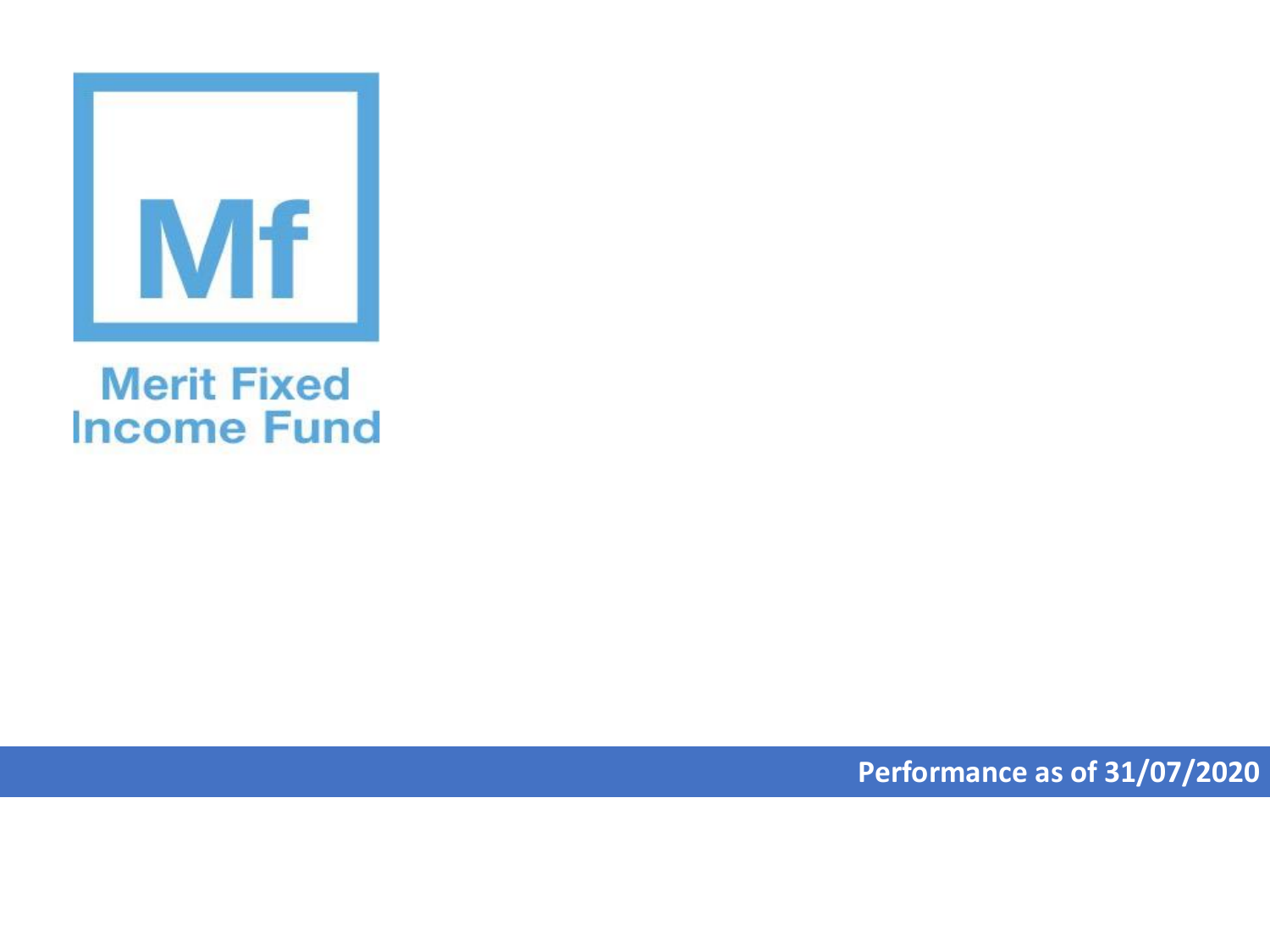Mf

# Merit Fixed Income Fund

**Performance as of 31/07/2020**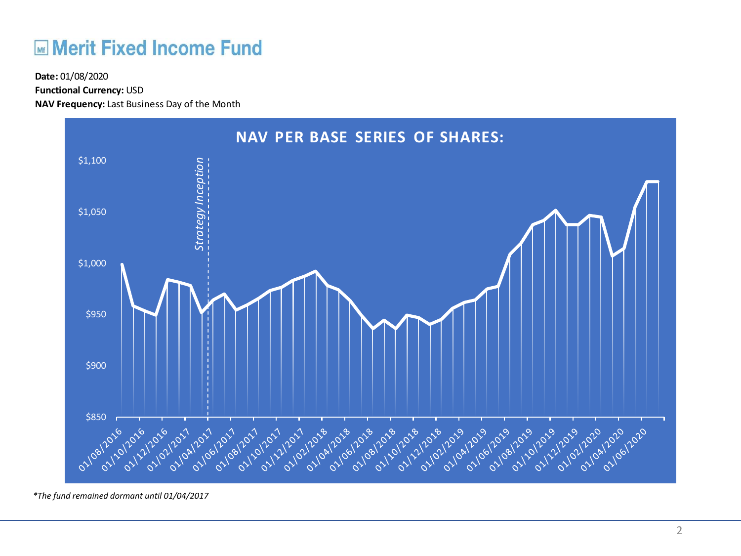# Merit Fixed Income Fund

**Date:** 01/08/2020

**Functional Currency:** USD

**NAV Frequency:** Last Business Day of the Month

**NAV PER BASE SERIES OF SHARES:**

*Strategy Inception*

$1,100
$1,050
$1,000
$950
$900
$850

01/08/2016, 01/10/2016, 01/12/2016, 01/02/2017, 01/04/2017, 01/06/2017, 01/08/2017, 01/10/2017, 01/12/2017, 01/02/2018, 01/04/2018, 01/06/2018, 01/08/2018, 01/10/2018, 01/12/2018, 01/02/2019, 01/04/2019, 01/06/2019, 01/08/2019, 01/10/2019, 01/12/2019, 01/02/2020, 01/04/2020, 01/06/2020

*\*The fund remained dormant until 01/04/2017*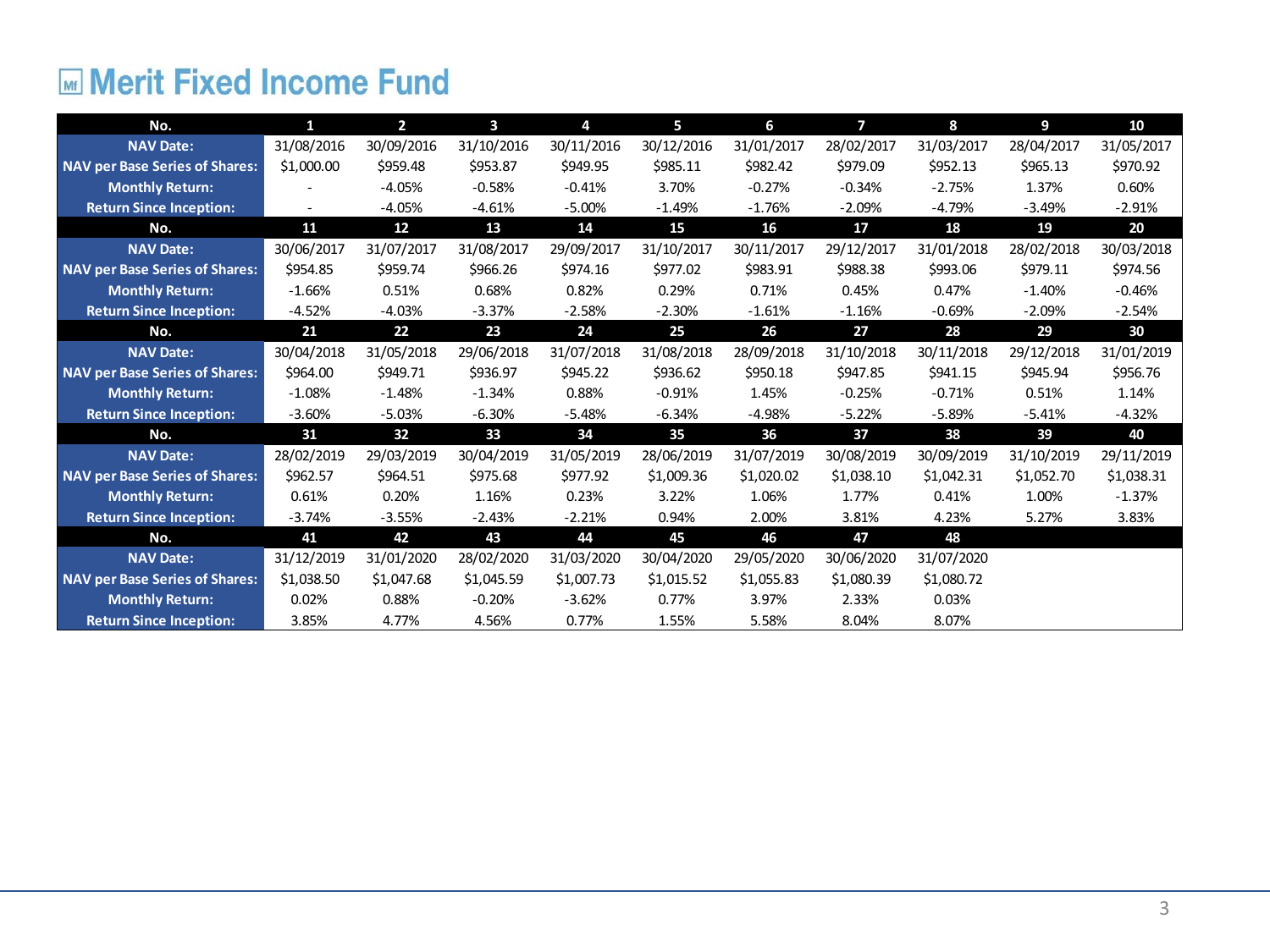# Merit Fixed Income Fund

| No. | 1 | 2 | 3 | 4 | 5 | 6 | 7 | 8 | 9 | 10 |
|---|---|---|---|---|---|---|---|---|---|---|
| **NAV Date:** | 31/08/2016 | 30/09/2016 | 31/10/2016 | 30/11/2016 | 30/12/2016 | 31/01/2017 | 28/02/2017 | 31/03/2017 | 28/04/2017 | 31/05/2017 |
| **NAV per Base Series of Shares:** | $1,000.00 | $959.48 | $953.87 | $949.95 | $985.11 | $982.42 | $979.09 | $952.13 | $965.13 | $970.92 |
| **Monthly Return:** | - | -4.05% | -0.58% | -0.41% | 3.70% | -0.27% | -0.34% | -2.75% | 1.37% | 0.60% |
| **Return Since Inception:** | - | -4.05% | -4.61% | -5.00% | -1.49% | -1.76% | -2.09% | -4.79% | -3.49% | -2.91% |
| **No.** | **11** | **12** | **13** | **14** | **15** | **16** | **17** | **18** | **19** | **20** |
| **NAV Date:** | 30/06/2017 | 31/07/2017 | 31/08/2017 | 29/09/2017 | 31/10/2017 | 30/11/2017 | 29/12/2017 | 31/01/2018 | 28/02/2018 | 30/03/2018 |
| **NAV per Base Series of Shares:** | $954.85 | $959.74 | $966.26 | $974.16 | $977.02 | $983.91 | $988.38 | $993.06 | $979.11 | $974.56 |
| **Monthly Return:** | -1.66% | 0.51% | 0.68% | 0.82% | 0.29% | 0.71% | 0.45% | 0.47% | -1.40% | -0.46% |
| **Return Since Inception:** | -4.52% | -4.03% | -3.37% | -2.58% | -2.30% | -1.61% | -1.16% | -0.69% | -2.09% | -2.54% |
| **No.** | **21** | **22** | **23** | **24** | **25** | **26** | **27** | **28** | **29** | **30** |
| **NAV Date:** | 30/04/2018 | 31/05/2018 | 29/06/2018 | 31/07/2018 | 31/08/2018 | 28/09/2018 | 31/10/2018 | 30/11/2018 | 29/12/2018 | 31/01/2019 |
| **NAV per Base Series of Shares:** | $964.00 | $949.71 | $936.97 | $945.22 | $936.62 | $950.18 | $947.85 | $941.15 | $945.94 | $956.76 |
| **Monthly Return:** | -1.08% | -1.48% | -1.34% | 0.88% | -0.91% | 1.45% | -0.25% | -0.71% | 0.51% | 1.14% |
| **Return Since Inception:** | -3.60% | -5.03% | -6.30% | -5.48% | -6.34% | -4.98% | -5.22% | -5.89% | -5.41% | -4.32% |
| **No.** | **31** | **32** | **33** | **34** | **35** | **36** | **37** | **38** | **39** | **40** |
| **NAV Date:** | 28/02/2019 | 29/03/2019 | 30/04/2019 | 31/05/2019 | 28/06/2019 | 31/07/2019 | 30/08/2019 | 30/09/2019 | 31/10/2019 | 29/11/2019 |
| **NAV per Base Series of Shares:** | $962.57 | $964.51 | $975.68 | $977.92 | $1,009.36 | $1,020.02 | $1,038.10 | $1,042.31 | $1,052.70 | $1,038.31 |
| **Monthly Return:** | 0.61% | 0.20% | 1.16% | 0.23% | 3.22% | 1.06% | 1.77% | 0.41% | 1.00% | -1.37% |
| **Return Since Inception:** | -3.74% | -3.55% | -2.43% | -2.21% | 0.94% | 2.00% | 3.81% | 4.23% | 5.27% | 3.83% |
| **No.** | **41** | **42** | **43** | **44** | **45** | **46** | **47** | **48** | | |
| **NAV Date:** | 31/12/2019 | 31/01/2020 | 28/02/2020 | 31/03/2020 | 30/04/2020 | 29/05/2020 | 30/06/2020 | 31/07/2020 | | |
| **NAV per Base Series of Shares:** | $1,038.50 | $1,047.68 | $1,045.59 | $1,007.73 | $1,015.52 | $1,055.83 | $1,080.39 | $1,080.72 | | |
| **Monthly Return:** | 0.02% | 0.88% | -0.20% | -3.62% | 0.77% | 3.97% | 2.33% | 0.03% | | |
| **Return Since Inception:** | 3.85% | 4.77% | 4.56% | 0.77% | 1.55% | 5.58% | 8.04% | 8.07% | | |